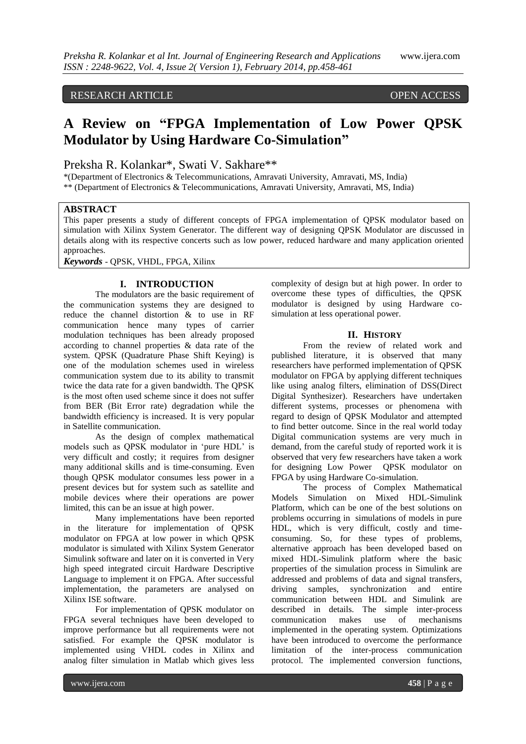RESEARCH ARTICLE OPEN ACCESS

# A Review on "FPGA Implementation of Low Power QPSK Modulator by Using Hardware Co-Simulation"

Preksha R. Kolankar*, Swati V. Sakhare**

*(Department of Electronics & Telecommunications, Amravati University, Amravati, MS, India)
** (Department of Electronics & Telecommunications, Amravati University, Amravati, MS, India)

## ABSTRACT

This paper presents a study of different concepts of FPGA implementation of QPSK modulator based on simulation with Xilinx System Generator. The different way of designing QPSK Modulator are discussed in details along with its respective concerts such as low power, reduced hardware and many application oriented approaches.

***Keywords*** - QPSK, VHDL, FPGA, Xilinx

## I. INTRODUCTION

The modulators are the basic requirement of the communication systems they are designed to reduce the channel distortion & to use in RF communication hence many types of carrier modulation techniques has been already proposed according to channel properties & data rate of the system. QPSK (Quadrature Phase Shift Keying) is one of the modulation schemes used in wireless communication system due to its ability to transmit twice the data rate for a given bandwidth. The QPSK is the most often used scheme since it does not suffer from BER (Bit Error rate) degradation while the bandwidth efficiency is increased. It is very popular in Satellite communication.

As the design of complex mathematical models such as QPSK modulator in 'pure HDL' is very difficult and costly; it requires from designer many additional skills and is time-consuming. Even though QPSK modulator consumes less power in a present devices but for system such as satellite and mobile devices where their operations are power limited, this can be an issue at high power.

Many implementations have been reported in the literature for implementation of QPSK modulator on FPGA at low power in which QPSK modulator is simulated with Xilinx System Generator Simulink software and later on it is converted in Very high speed integrated circuit Hardware Descriptive Language to implement it on FPGA. After successful implementation, the parameters are analysed on Xilinx ISE software.

For implementation of QPSK modulator on FPGA several techniques have been developed to improve performance but all requirements were not satisfied. For example the QPSK modulator is implemented using VHDL codes in Xilinx and analog filter simulation in Matlab which gives less complexity of design but at high power. In order to overcome these types of difficulties, the QPSK modulator is designed by using Hardware co-simulation at less operational power.

## II. HISTORY

From the review of related work and published literature, it is observed that many researchers have performed implementation of QPSK modulator on FPGA by applying different techniques like using analog filters, elimination of DSS(Direct Digital Synthesizer). Researchers have undertaken different systems, processes or phenomena with regard to design of QPSK Modulator and attempted to find better outcome. Since in the real world today Digital communication systems are very much in demand, from the careful study of reported work it is observed that very few researchers have taken a work for designing Low Power QPSK modulator on FPGA by using Hardware Co-simulation.

The process of Complex Mathematical Models Simulation on Mixed HDL-Simulink Platform, which can be one of the best solutions on problems occurring in simulations of models in pure HDL, which is very difficult, costly and time-consuming. So, for these types of problems, alternative approach has been developed based on mixed HDL-Simulink platform where the basic properties of the simulation process in Simulink are addressed and problems of data and signal transfers, driving samples, synchronization and entire communication between HDL and Simulink are described in details. The simple inter-process communication makes use of mechanisms implemented in the operating system. Optimizations have been introduced to overcome the performance limitation of the inter-process communication protocol. The implemented conversion functions,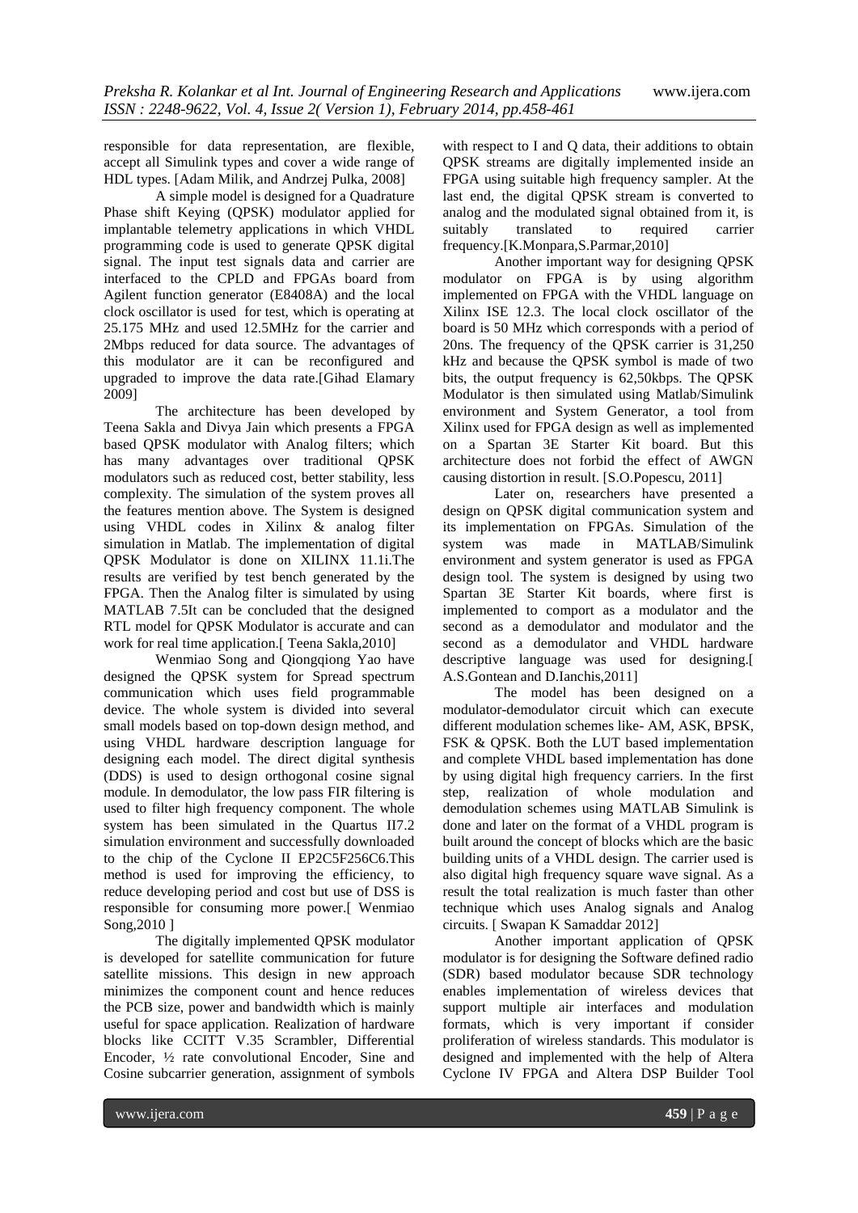responsible for data representation, are flexible, accept all Simulink types and cover a wide range of HDL types. [Adam Milik, and Andrzej Pulka, 2008]

A simple model is designed for a Quadrature Phase shift Keying (QPSK) modulator applied for implantable telemetry applications in which VHDL programming code is used to generate QPSK digital signal. The input test signals data and carrier are interfaced to the CPLD and FPGAs board from Agilent function generator (E8408A) and the local clock oscillator is used for test, which is operating at 25.175 MHz and used 12.5MHz for the carrier and 2Mbps reduced for data source. The advantages of this modulator are it can be reconfigured and upgraded to improve the data rate.[Gihad Elamary 2009]

The architecture has been developed by Teena Sakla and Divya Jain which presents a FPGA based QPSK modulator with Analog filters; which has many advantages over traditional QPSK modulators such as reduced cost, better stability, less complexity. The simulation of the system proves all the features mention above. The System is designed using VHDL codes in Xilinx & analog filter simulation in Matlab. The implementation of digital QPSK Modulator is done on XILINX 11.1i.The results are verified by test bench generated by the FPGA. Then the Analog filter is simulated by using MATLAB 7.5It can be concluded that the designed RTL model for QPSK Modulator is accurate and can work for real time application.[ Teena Sakla,2010]

Wenmiao Song and Qiongqiong Yao have designed the QPSK system for Spread spectrum communication which uses field programmable device. The whole system is divided into several small models based on top-down design method, and using VHDL hardware description language for designing each model. The direct digital synthesis (DDS) is used to design orthogonal cosine signal module. In demodulator, the low pass FIR filtering is used to filter high frequency component. The whole system has been simulated in the Quartus II7.2 simulation environment and successfully downloaded to the chip of the Cyclone II EP2C5F256C6.This method is used for improving the efficiency, to reduce developing period and cost but use of DSS is responsible for consuming more power.[ Wenmiao Song,2010 ]

The digitally implemented QPSK modulator is developed for satellite communication for future satellite missions. This design in new approach minimizes the component count and hence reduces the PCB size, power and bandwidth which is mainly useful for space application. Realization of hardware blocks like CCITT V.35 Scrambler, Differential Encoder, ½ rate convolutional Encoder, Sine and Cosine subcarrier generation, assignment of symbols with respect to I and Q data, their additions to obtain QPSK streams are digitally implemented inside an FPGA using suitable high frequency sampler. At the last end, the digital QPSK stream is converted to analog and the modulated signal obtained from it, is suitably translated to required carrier frequency.[K.Monpara,S.Parmar,2010]

Another important way for designing QPSK modulator on FPGA is by using algorithm implemented on FPGA with the VHDL language on Xilinx ISE 12.3. The local clock oscillator of the board is 50 MHz which corresponds with a period of 20ns. The frequency of the QPSK carrier is 31,250 kHz and because the QPSK symbol is made of two bits, the output frequency is 62,50kbps. The QPSK Modulator is then simulated using Matlab/Simulink environment and System Generator, a tool from Xilinx used for FPGA design as well as implemented on a Spartan 3E Starter Kit board. But this architecture does not forbid the effect of AWGN causing distortion in result. [S.O.Popescu, 2011]

Later on, researchers have presented a design on QPSK digital communication system and its implementation on FPGAs. Simulation of the system was made in MATLAB/Simulink environment and system generator is used as FPGA design tool. The system is designed by using two Spartan 3E Starter Kit boards, where first is implemented to comport as a modulator and the second as a demodulator and modulator and the second as a demodulator and VHDL hardware descriptive language was used for designing.[ A.S.Gontean and D.Ianchis,2011]

The model has been designed on a modulator-demodulator circuit which can execute different modulation schemes like- AM, ASK, BPSK, FSK & QPSK. Both the LUT based implementation and complete VHDL based implementation has done by using digital high frequency carriers. In the first step, realization of whole modulation and demodulation schemes using MATLAB Simulink is done and later on the format of a VHDL program is built around the concept of blocks which are the basic building units of a VHDL design. The carrier used is also digital high frequency square wave signal. As a result the total realization is much faster than other technique which uses Analog signals and Analog circuits. [ Swapan K Samaddar 2012]

Another important application of QPSK modulator is for designing the Software defined radio (SDR) based modulator because SDR technology enables implementation of wireless devices that support multiple air interfaces and modulation formats, which is very important if consider proliferation of wireless standards. This modulator is designed and implemented with the help of Altera Cyclone IV FPGA and Altera DSP Builder Tool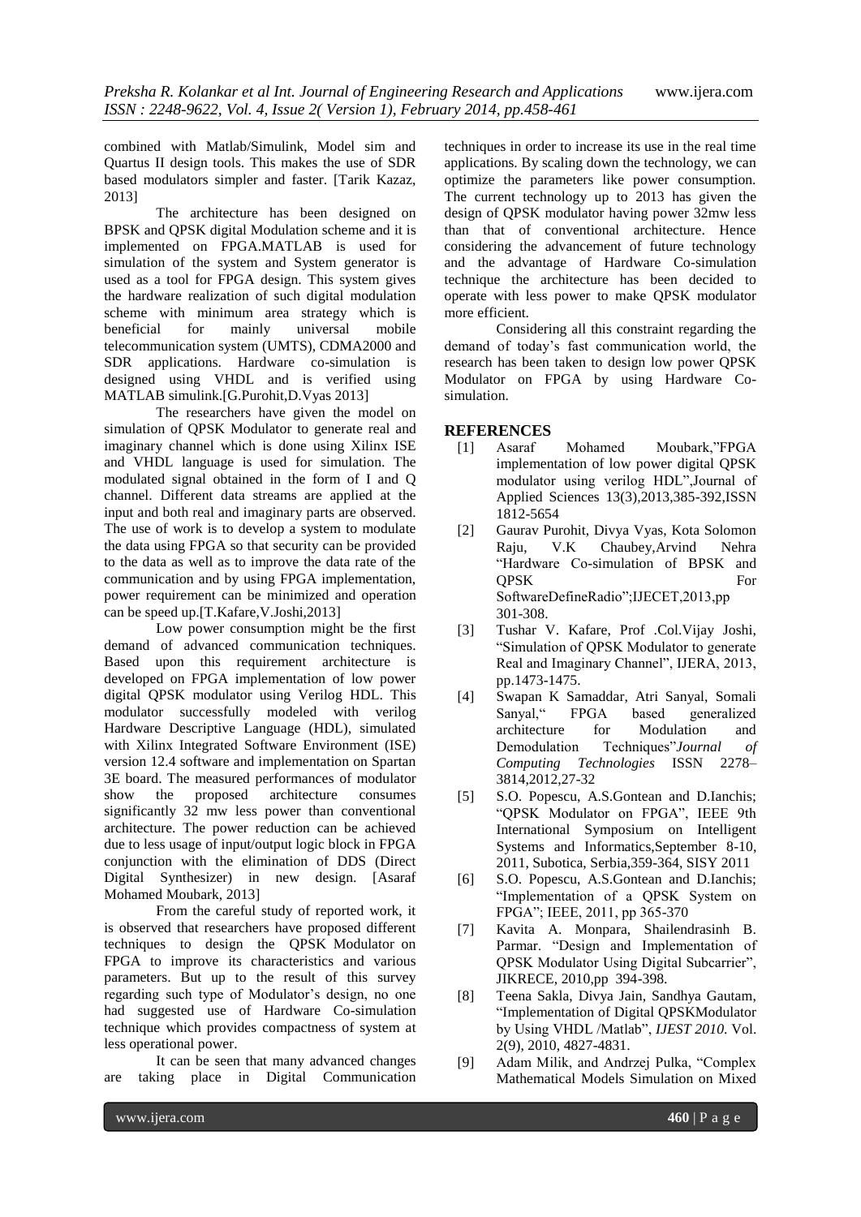combined with Matlab/Simulink, Model sim and Quartus II design tools. This makes the use of SDR based modulators simpler and faster. [Tarik Kazaz, 2013]

The architecture has been designed on BPSK and QPSK digital Modulation scheme and it is implemented on FPGA.MATLAB is used for simulation of the system and System generator is used as a tool for FPGA design. This system gives the hardware realization of such digital modulation scheme with minimum area strategy which is beneficial for mainly universal mobile telecommunication system (UMTS), CDMA2000 and SDR applications. Hardware co-simulation is designed using VHDL and is verified using MATLAB simulink.[G.Purohit,D.Vyas 2013]

The researchers have given the model on simulation of QPSK Modulator to generate real and imaginary channel which is done using Xilinx ISE and VHDL language is used for simulation. The modulated signal obtained in the form of I and Q channel. Different data streams are applied at the input and both real and imaginary parts are observed. The use of work is to develop a system to modulate the data using FPGA so that security can be provided to the data as well as to improve the data rate of the communication and by using FPGA implementation, power requirement can be minimized and operation can be speed up.[T.Kafare,V.Joshi,2013]

Low power consumption might be the first demand of advanced communication techniques. Based upon this requirement architecture is developed on FPGA implementation of low power digital QPSK modulator using Verilog HDL. This modulator successfully modeled with verilog Hardware Descriptive Language (HDL), simulated with Xilinx Integrated Software Environment (ISE) version 12.4 software and implementation on Spartan 3E board. The measured performances of modulator show the proposed architecture consumes significantly 32 mw less power than conventional architecture. The power reduction can be achieved due to less usage of input/output logic block in FPGA conjunction with the elimination of DDS (Direct Digital Synthesizer) in new design. [Asaraf Mohamed Moubark, 2013]

From the careful study of reported work, it is observed that researchers have proposed different techniques to design the QPSK Modulator on FPGA to improve its characteristics and various parameters. But up to the result of this survey regarding such type of Modulator's design, no one had suggested use of Hardware Co-simulation technique which provides compactness of system at less operational power.

It can be seen that many advanced changes are taking place in Digital Communication techniques in order to increase its use in the real time applications. By scaling down the technology, we can optimize the parameters like power consumption. The current technology up to 2013 has given the design of QPSK modulator having power 32mw less than that of conventional architecture. Hence considering the advancement of future technology and the advantage of Hardware Co-simulation technique the architecture has been decided to operate with less power to make QPSK modulator more efficient.

Considering all this constraint regarding the demand of today's fast communication world, the research has been taken to design low power QPSK Modulator on FPGA by using Hardware Co-simulation.

## REFERENCES

[1] Asaraf Mohamed Moubark,"FPGA implementation of low power digital QPSK modulator using verilog HDL",Journal of Applied Sciences 13(3),2013,385-392,ISSN 1812-5654

[2] Gaurav Purohit, Divya Vyas, Kota Solomon Raju, V.K Chaubey,Arvind Nehra "Hardware Co-simulation of BPSK and QPSK For SoftwareDefineRadio";IJECET,2013,pp 301-308.

[3] Tushar V. Kafare, Prof .Col.Vijay Joshi, "Simulation of QPSK Modulator to generate Real and Imaginary Channel", IJERA, 2013, pp.1473-1475.

[4] Swapan K Samaddar, Atri Sanyal, Somali Sanyal," FPGA based generalized architecture for Modulation and Demodulation Techniques"*Journal of Computing Technologies* ISSN 2278–3814,2012,27-32

[5] S.O. Popescu, A.S.Gontean and D.Ianchis; "QPSK Modulator on FPGA", IEEE 9th International Symposium on Intelligent Systems and Informatics,September 8-10, 2011, Subotica, Serbia,359-364, SISY 2011

[6] S.O. Popescu, A.S.Gontean and D.Ianchis; "Implementation of a QPSK System on FPGA"; IEEE, 2011, pp 365-370

[7] Kavita A. Monpara, Shailendrasinh B. Parmar. "Design and Implementation of QPSK Modulator Using Digital Subcarrier", JIKRECE, 2010,pp 394-398.

[8] Teena Sakla, Divya Jain, Sandhya Gautam, "Implementation of Digital QPSKModulator by Using VHDL /Matlab", *IJEST 2010*. Vol. 2(9), 2010, 4827-4831.

[9] Adam Milik, and Andrzej Pulka, "Complex Mathematical Models Simulation on Mixed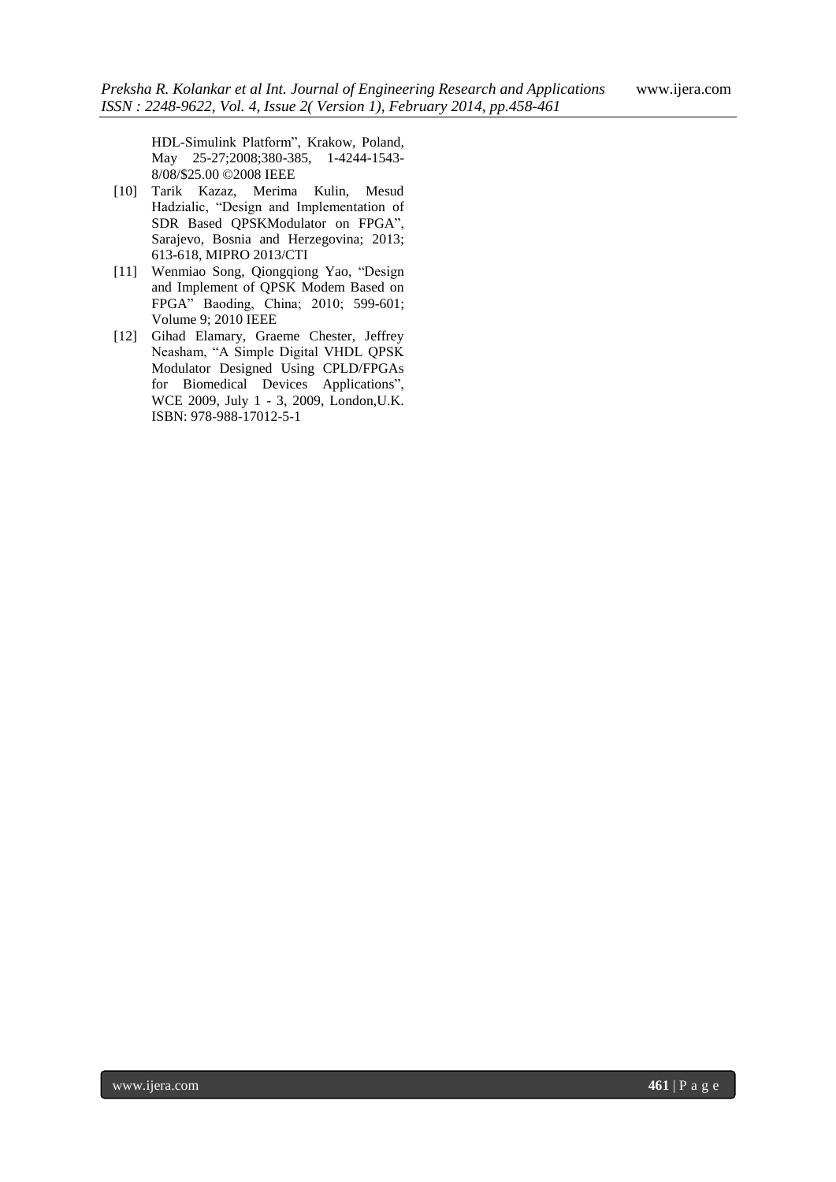HDL-Simulink Platform", Krakow, Poland, May 25-27;2008;380-385, 1-4244-1543-8/08/$25.00 ©2008 IEEE

[10] Tarik Kazaz, Merima Kulin, Mesud Hadzialic, "Design and Implementation of SDR Based QPSKModulator on FPGA", Sarajevo, Bosnia and Herzegovina; 2013; 613-618, MIPRO 2013/CTI

[11] Wenmiao Song, Qiongqiong Yao, "Design and Implement of QPSK Modem Based on FPGA" Baoding, China; 2010; 599-601; Volume 9; 2010 IEEE

[12] Gihad Elamary, Graeme Chester, Jeffrey Neasham, "A Simple Digital VHDL QPSK Modulator Designed Using CPLD/FPGAs for Biomedical Devices Applications", WCE 2009, July 1 - 3, 2009, London,U.K. ISBN: 978-988-17012-5-1